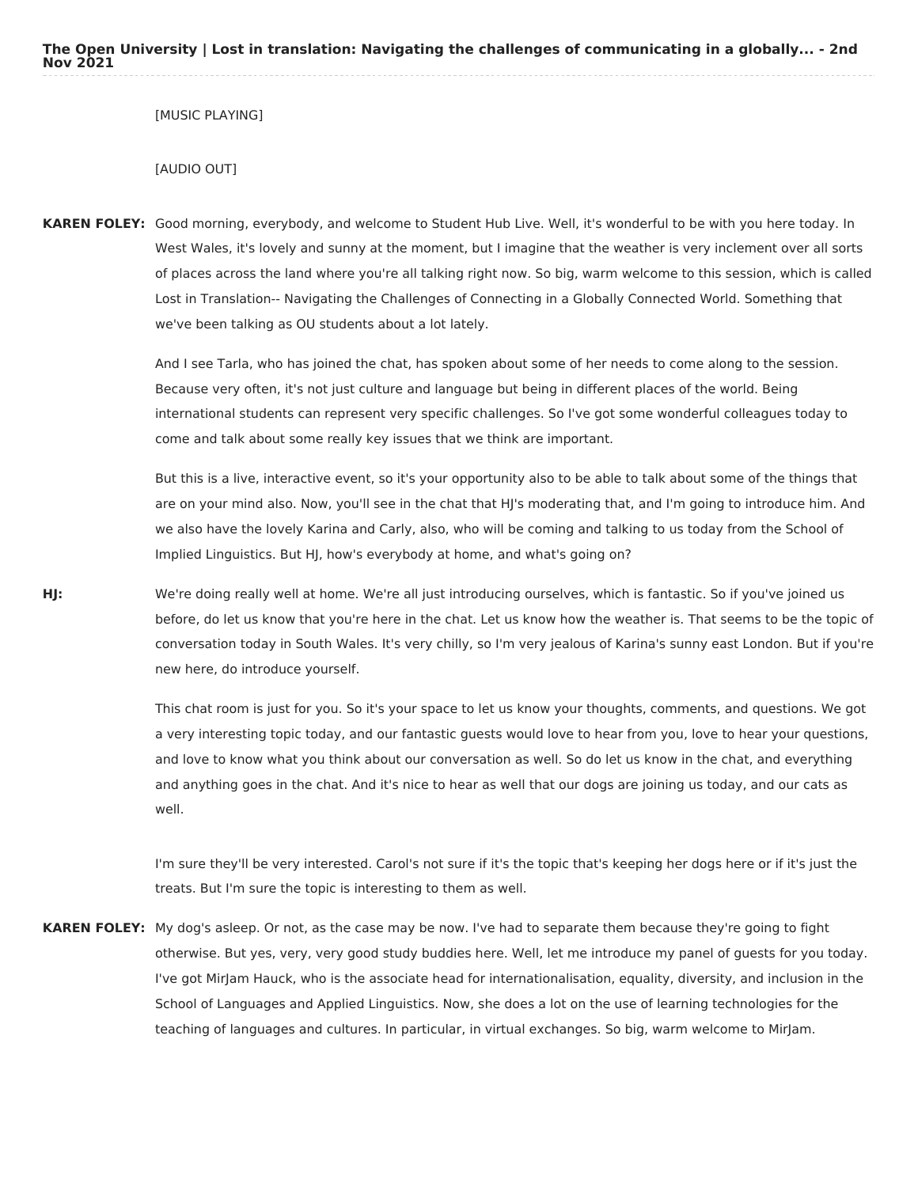[MUSIC PLAYING]

[AUDIO OUT]

**KAREN FOLEY:** Good morning, everybody, and welcome to Student Hub Live. Well, it's wonderful to be with you here today. In West Wales, it's lovely and sunny at the moment, but I imagine that the weather is very inclement over all sorts of places across the land where you're all talking right now. So big, warm welcome to this session, which is called Lost in Translation-- Navigating the Challenges of Connecting in a Globally Connected World. Something that we've been talking as OU students about a lot lately.

And I see Tarla, who has joined the chat, has spoken about some of her needs to come along to the session. Because very often, it's not just culture and language but being in different places of the world. Being international students can represent very specific challenges. So I've got some wonderful colleagues today to come and talk about some really key issues that we think are important.

But this is a live, interactive event, so it's your opportunity also to be able to talk about some of the things that are on your mind also. Now, you'll see in the chat that HJ's moderating that, and I'm going to introduce him. And we also have the lovely Karina and Carly, also, who will be coming and talking to us today from the School of Implied Linguistics. But HJ, how's everybody at home, and what's going on?

**HJ:** We're doing really well at home. We're all just introducing ourselves, which is fantastic. So if you've joined us before, do let us know that you're here in the chat. Let us know how the weather is. That seems to be the topic of conversation today in South Wales. It's very chilly, so I'm very jealous of Karina's sunny east London. But if you're new here, do introduce yourself.

This chat room is just for you. So it's your space to let us know your thoughts, comments, and questions. We got a very interesting topic today, and our fantastic guests would love to hear from you, love to hear your questions, and love to know what you think about our conversation as well. So do let us know in the chat, and everything and anything goes in the chat. And it's nice to hear as well that our dogs are joining us today, and our cats as well.

I'm sure they'll be very interested. Carol's not sure if it's the topic that's keeping her dogs here or if it's just the treats. But I'm sure the topic is interesting to them as well.

**KAREN FOLEY:** My dog's asleep. Or not, as the case may be now. I've had to separate them because they're going to fight otherwise. But yes, very, very good study buddies here. Well, let me introduce my panel of guests for you today. I've got MirJam Hauck, who is the associate head for internationalisation, equality, diversity, and inclusion in the School of Languages and Applied Linguistics. Now, she does a lot on the use of learning technologies for the teaching of languages and cultures. In particular, in virtual exchanges. So big, warm welcome to MirJam.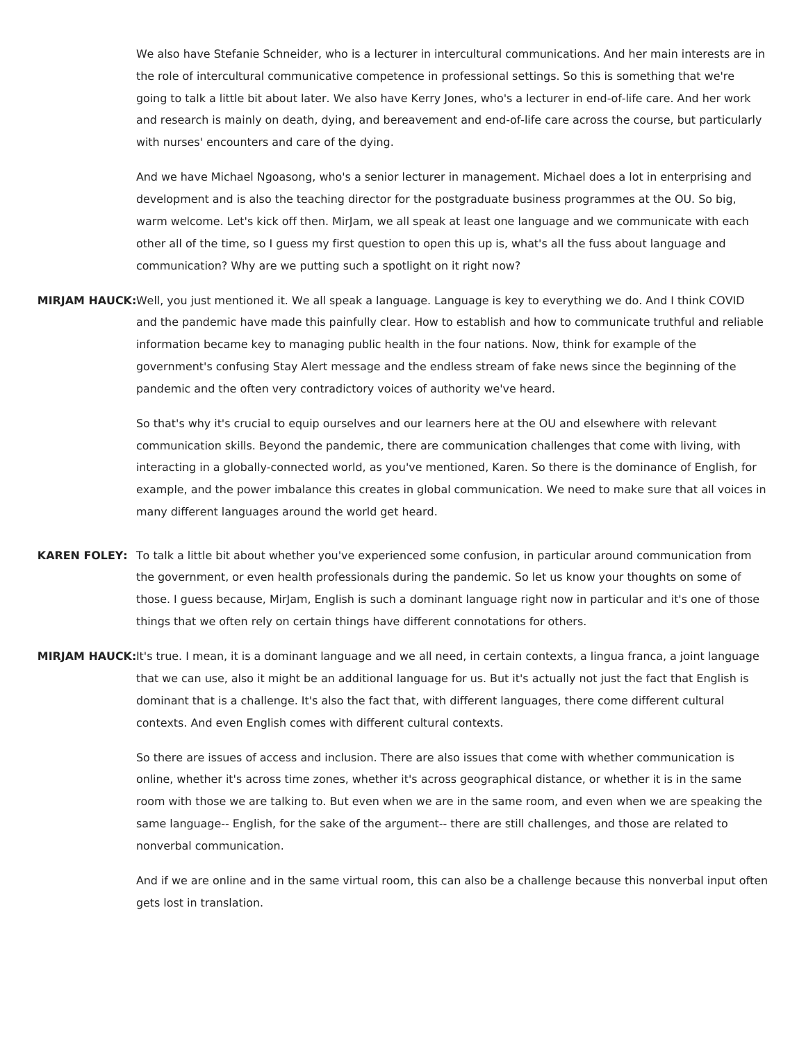We also have Stefanie Schneider, who is a lecturer in intercultural communications. And her main interests are in the role of intercultural communicative competence in professional settings. So this is something that we're going to talk a little bit about later. We also have Kerry Jones, who's a lecturer in end-of-life care. And her work and research is mainly on death, dying, and bereavement and end-of-life care across the course, but particularly with nurses' encounters and care of the dying.

And we have Michael Ngoasong, who's a senior lecturer in management. Michael does a lot in enterprising and development and is also the teaching director for the postgraduate business programmes at the OU. So big, warm welcome. Let's kick off then. MirJam, we all speak at least one language and we communicate with each other all of the time, so I guess my first question to open this up is, what's all the fuss about language and communication? Why are we putting such a spotlight on it right now?

**MIRJAM HAUCK:** Well, you just mentioned it. We all speak a language. Language is key to everything we do. And I think COVID and the pandemic have made this painfully clear. How to establish and how to communicate truthful and reliable information became key to managing public health in the four nations. Now, think for example of the government's confusing Stay Alert message and the endless stream of fake news since the beginning of the pandemic and the often very contradictory voices of authority we've heard.

So that's why it's crucial to equip ourselves and our learners here at the OU and elsewhere with relevant communication skills. Beyond the pandemic, there are communication challenges that come with living, with interacting in a globally-connected world, as you've mentioned, Karen. So there is the dominance of English, for example, and the power imbalance this creates in global communication. We need to make sure that all voices in many different languages around the world get heard.

**KAREN FOLEY:** To talk a little bit about whether you've experienced some confusion, in particular around communication from the government, or even health professionals during the pandemic. So let us know your thoughts on some of those. I guess because, MirJam, English is such a dominant language right now in particular and it's one of those things that we often rely on certain things have different connotations for others.

**MIRJAM HAUCK:** It's true. I mean, it is a dominant language and we all need, in certain contexts, a lingua franca, a joint language that we can use, also it might be an additional language for us. But it's actually not just the fact that English is dominant that is a challenge. It's also the fact that, with different languages, there come different cultural contexts. And even English comes with different cultural contexts.

So there are issues of access and inclusion. There are also issues that come with whether communication is online, whether it's across time zones, whether it's across geographical distance, or whether it is in the same room with those we are talking to. But even when we are in the same room, and even when we are speaking the same language-- English, for the sake of the argument-- there are still challenges, and those are related to nonverbal communication.

And if we are online and in the same virtual room, this can also be a challenge because this nonverbal input often gets lost in translation.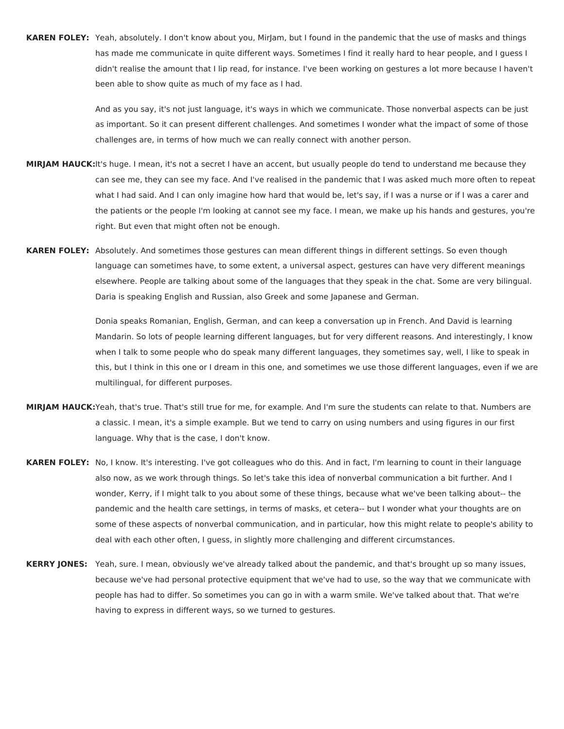**KAREN FOLEY:** Yeah, absolutely. I don't know about you, MirJam, but I found in the pandemic that the use of masks and things has made me communicate in quite different ways. Sometimes I find it really hard to hear people, and I guess I didn't realise the amount that I lip read, for instance. I've been working on gestures a lot more because I haven't been able to show quite as much of my face as I had.

And as you say, it's not just language, it's ways in which we communicate. Those nonverbal aspects can be just as important. So it can present different challenges. And sometimes I wonder what the impact of some of those challenges are, in terms of how much we can really connect with another person.

**MIRJAM HAUCK:** It's huge. I mean, it's not a secret I have an accent, but usually people do tend to understand me because they can see me, they can see my face. And I've realised in the pandemic that I was asked much more often to repeat what I had said. And I can only imagine how hard that would be, let's say, if I was a nurse or if I was a carer and the patients or the people I'm looking at cannot see my face. I mean, we make up his hands and gestures, you're right. But even that might often not be enough.

**KAREN FOLEY:** Absolutely. And sometimes those gestures can mean different things in different settings. So even though language can sometimes have, to some extent, a universal aspect, gestures can have very different meanings elsewhere. People are talking about some of the languages that they speak in the chat. Some are very bilingual. Daria is speaking English and Russian, also Greek and some Japanese and German.

Donia speaks Romanian, English, German, and can keep a conversation up in French. And David is learning Mandarin. So lots of people learning different languages, but for very different reasons. And interestingly, I know when I talk to some people who do speak many different languages, they sometimes say, well, I like to speak in this, but I think in this one or I dream in this one, and sometimes we use those different languages, even if we are multilingual, for different purposes.

**MIRJAM HAUCK:** Yeah, that's true. That's still true for me, for example. And I'm sure the students can relate to that. Numbers are a classic. I mean, it's a simple example. But we tend to carry on using numbers and using figures in our first language. Why that is the case, I don't know.

**KAREN FOLEY:** No, I know. It's interesting. I've got colleagues who do this. And in fact, I'm learning to count in their language also now, as we work through things. So let's take this idea of nonverbal communication a bit further. And I wonder, Kerry, if I might talk to you about some of these things, because what we've been talking about-- the pandemic and the health care settings, in terms of masks, et cetera-- but I wonder what your thoughts are on some of these aspects of nonverbal communication, and in particular, how this might relate to people's ability to deal with each other often, I guess, in slightly more challenging and different circumstances.

**KERRY JONES:** Yeah, sure. I mean, obviously we've already talked about the pandemic, and that's brought up so many issues, because we've had personal protective equipment that we've had to use, so the way that we communicate with people has had to differ. So sometimes you can go in with a warm smile. We've talked about that. That we're having to express in different ways, so we turned to gestures.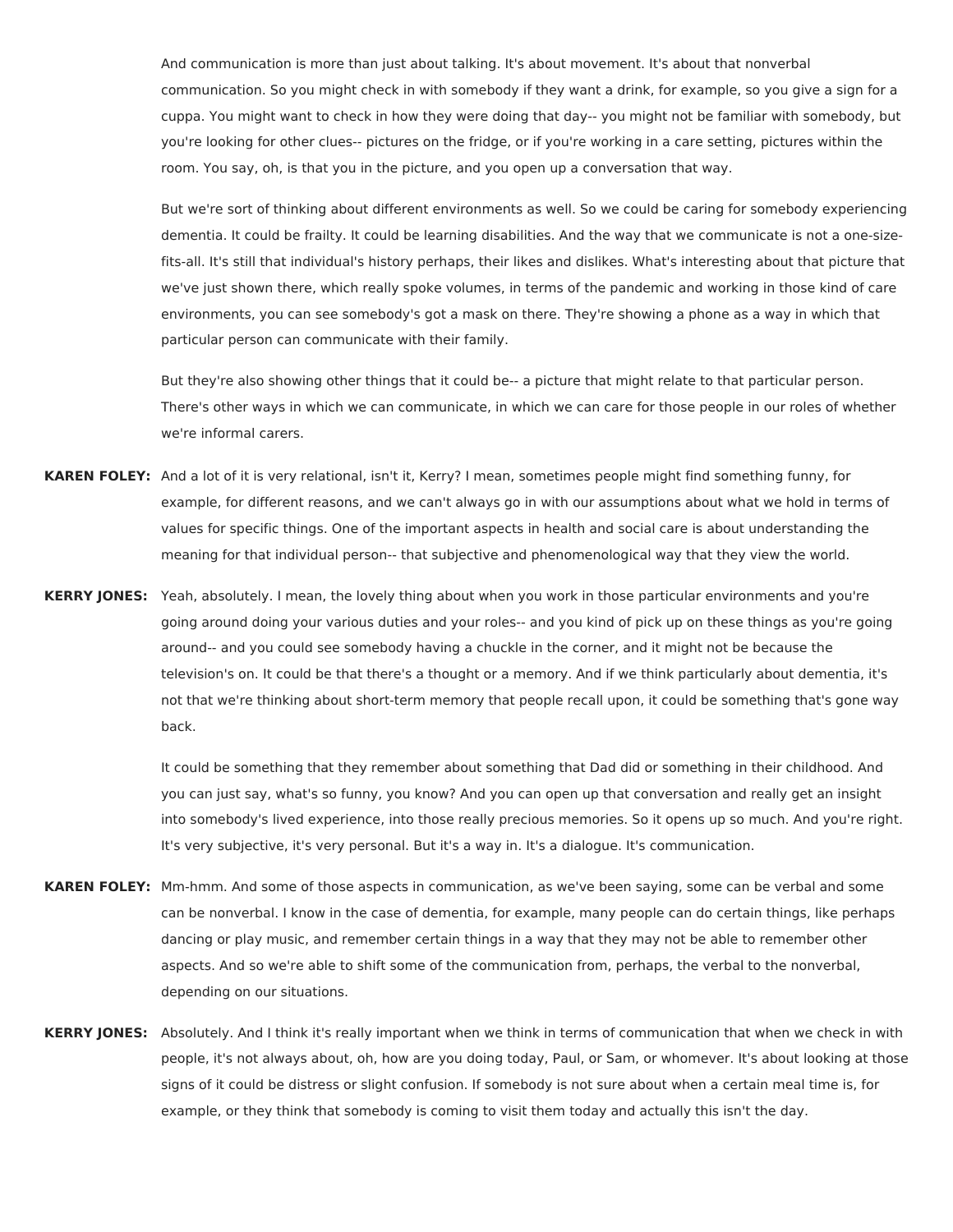And communication is more than just about talking. It's about movement. It's about that nonverbal communication. So you might check in with somebody if they want a drink, for example, so you give a sign for a cuppa. You might want to check in how they were doing that day-- you might not be familiar with somebody, but you're looking for other clues-- pictures on the fridge, or if you're working in a care setting, pictures within the room. You say, oh, is that you in the picture, and you open up a conversation that way.

But we're sort of thinking about different environments as well. So we could be caring for somebody experiencing dementia. It could be frailty. It could be learning disabilities. And the way that we communicate is not a one-size-fits-all. It's still that individual's history perhaps, their likes and dislikes. What's interesting about that picture that we've just shown there, which really spoke volumes, in terms of the pandemic and working in those kind of care environments, you can see somebody's got a mask on there. They're showing a phone as a way in which that particular person can communicate with their family.

But they're also showing other things that it could be-- a picture that might relate to that particular person. There's other ways in which we can communicate, in which we can care for those people in our roles of whether we're informal carers.

**KAREN FOLEY:** And a lot of it is very relational, isn't it, Kerry? I mean, sometimes people might find something funny, for example, for different reasons, and we can't always go in with our assumptions about what we hold in terms of values for specific things. One of the important aspects in health and social care is about understanding the meaning for that individual person-- that subjective and phenomenological way that they view the world.

**KERRY JONES:** Yeah, absolutely. I mean, the lovely thing about when you work in those particular environments and you're going around doing your various duties and your roles-- and you kind of pick up on these things as you're going around-- and you could see somebody having a chuckle in the corner, and it might not be because the television's on. It could be that there's a thought or a memory. And if we think particularly about dementia, it's not that we're thinking about short-term memory that people recall upon, it could be something that's gone way back.

It could be something that they remember about something that Dad did or something in their childhood. And you can just say, what's so funny, you know? And you can open up that conversation and really get an insight into somebody's lived experience, into those really precious memories. So it opens up so much. And you're right. It's very subjective, it's very personal. But it's a way in. It's a dialogue. It's communication.

**KAREN FOLEY:** Mm-hmm. And some of those aspects in communication, as we've been saying, some can be verbal and some can be nonverbal. I know in the case of dementia, for example, many people can do certain things, like perhaps dancing or play music, and remember certain things in a way that they may not be able to remember other aspects. And so we're able to shift some of the communication from, perhaps, the verbal to the nonverbal, depending on our situations.

**KERRY JONES:** Absolutely. And I think it's really important when we think in terms of communication that when we check in with people, it's not always about, oh, how are you doing today, Paul, or Sam, or whomever. It's about looking at those signs of it could be distress or slight confusion. If somebody is not sure about when a certain meal time is, for example, or they think that somebody is coming to visit them today and actually this isn't the day.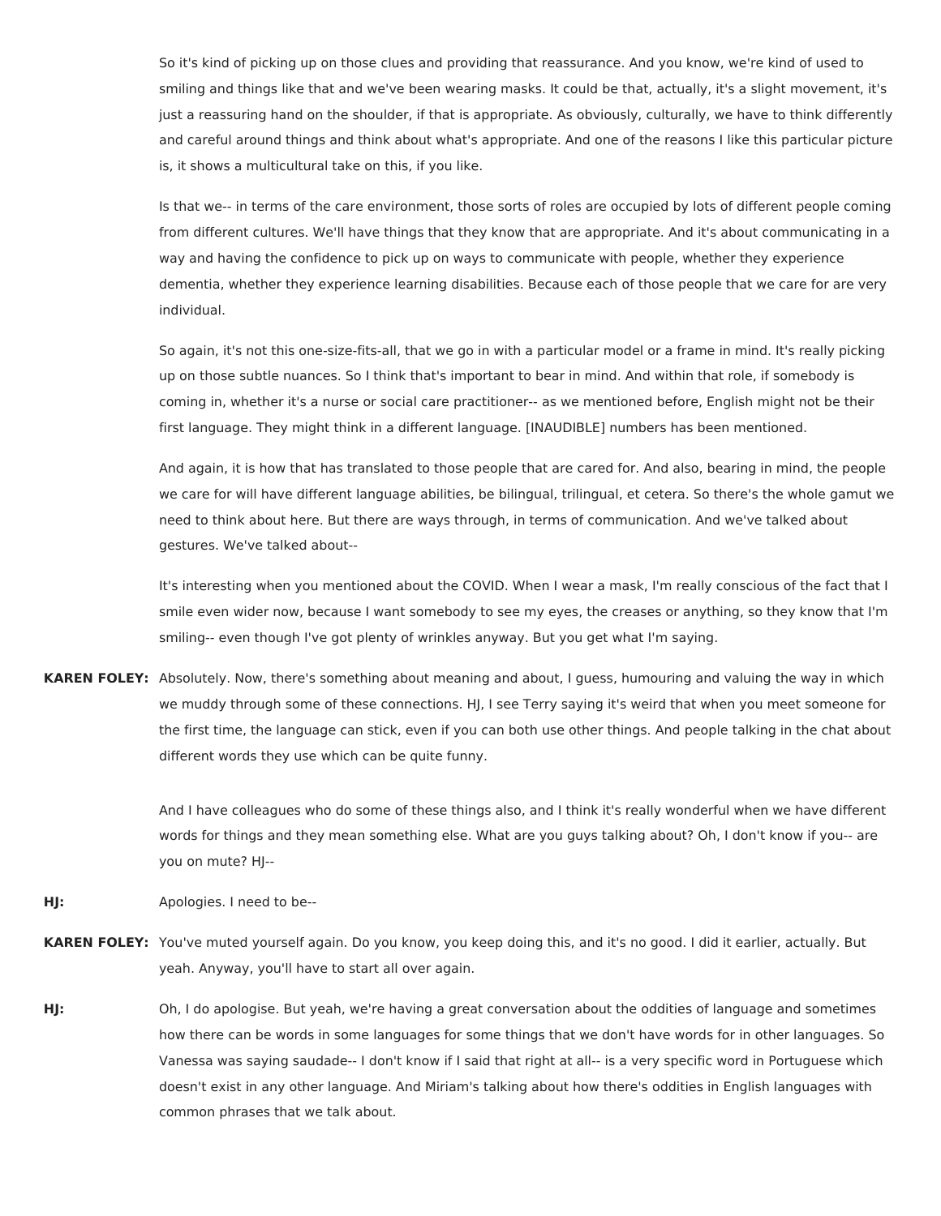So it's kind of picking up on those clues and providing that reassurance. And you know, we're kind of used to smiling and things like that and we've been wearing masks. It could be that, actually, it's a slight movement, it's just a reassuring hand on the shoulder, if that is appropriate. As obviously, culturally, we have to think differently and careful around things and think about what's appropriate. And one of the reasons I like this particular picture is, it shows a multicultural take on this, if you like.

Is that we-- in terms of the care environment, those sorts of roles are occupied by lots of different people coming from different cultures. We'll have things that they know that are appropriate. And it's about communicating in a way and having the confidence to pick up on ways to communicate with people, whether they experience dementia, whether they experience learning disabilities. Because each of those people that we care for are very individual.

So again, it's not this one-size-fits-all, that we go in with a particular model or a frame in mind. It's really picking up on those subtle nuances. So I think that's important to bear in mind. And within that role, if somebody is coming in, whether it's a nurse or social care practitioner-- as we mentioned before, English might not be their first language. They might think in a different language. [INAUDIBLE] numbers has been mentioned.

And again, it is how that has translated to those people that are cared for. And also, bearing in mind, the people we care for will have different language abilities, be bilingual, trilingual, et cetera. So there's the whole gamut we need to think about here. But there are ways through, in terms of communication. And we've talked about gestures. We've talked about--

It's interesting when you mentioned about the COVID. When I wear a mask, I'm really conscious of the fact that I smile even wider now, because I want somebody to see my eyes, the creases or anything, so they know that I'm smiling-- even though I've got plenty of wrinkles anyway. But you get what I'm saying.

**KAREN FOLEY:** Absolutely. Now, there's something about meaning and about, I guess, humouring and valuing the way in which we muddy through some of these connections. HJ, I see Terry saying it's weird that when you meet someone for the first time, the language can stick, even if you can both use other things. And people talking in the chat about different words they use which can be quite funny.

And I have colleagues who do some of these things also, and I think it's really wonderful when we have different words for things and they mean something else. What are you guys talking about? Oh, I don't know if you-- are you on mute? HJ--

**HJ:** Apologies. I need to be--

**KAREN FOLEY:** You've muted yourself again. Do you know, you keep doing this, and it's no good. I did it earlier, actually. But yeah. Anyway, you'll have to start all over again.

**HJ:** Oh, I do apologise. But yeah, we're having a great conversation about the oddities of language and sometimes how there can be words in some languages for some things that we don't have words for in other languages. So Vanessa was saying saudade-- I don't know if I said that right at all-- is a very specific word in Portuguese which doesn't exist in any other language. And Miriam's talking about how there's oddities in English languages with common phrases that we talk about.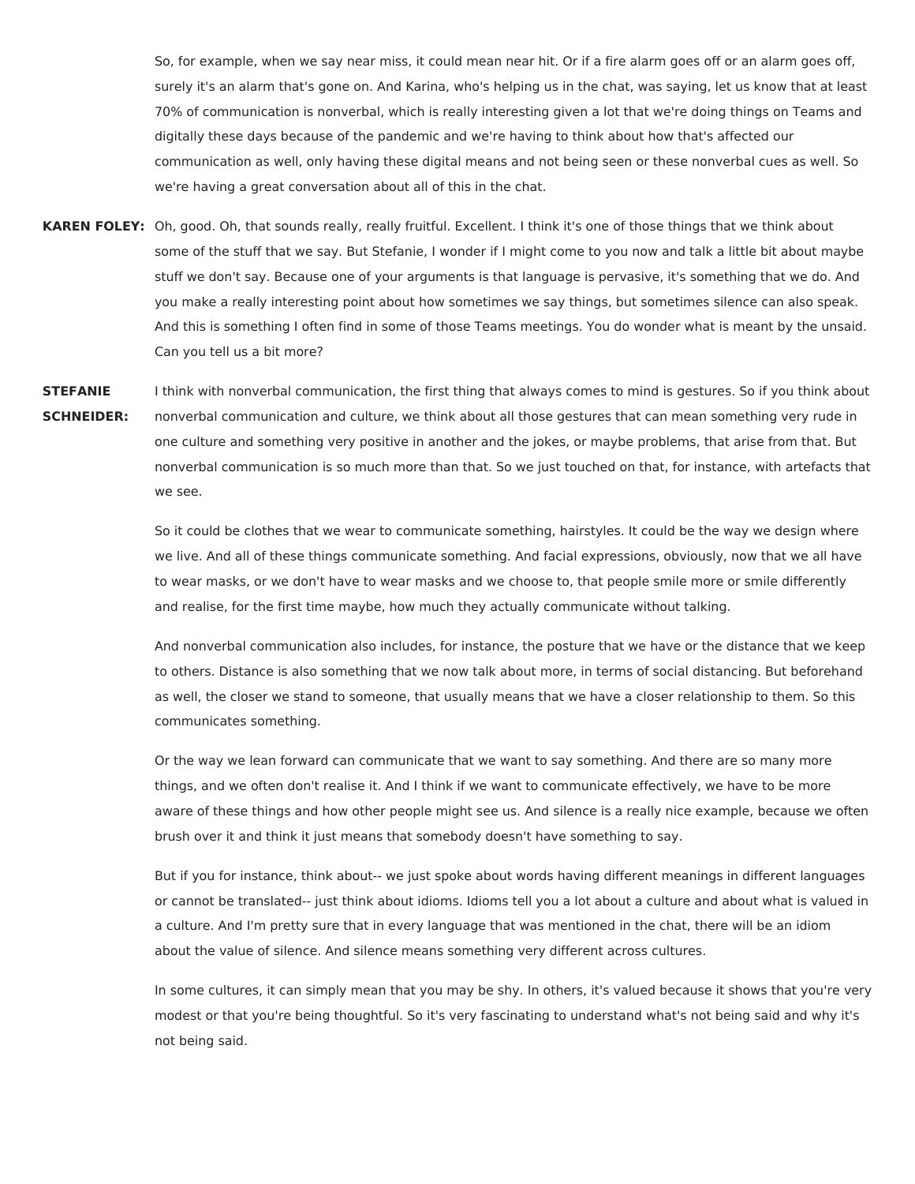So, for example, when we say near miss, it could mean near hit. Or if a fire alarm goes off or an alarm goes off, surely it's an alarm that's gone on. And Karina, who's helping us in the chat, was saying, let us know that at least 70% of communication is nonverbal, which is really interesting given a lot that we're doing things on Teams and digitally these days because of the pandemic and we're having to think about how that's affected our communication as well, only having these digital means and not being seen or these nonverbal cues as well. So we're having a great conversation about all of this in the chat.

**KAREN FOLEY:** Oh, good. Oh, that sounds really, really fruitful. Excellent. I think it's one of those things that we think about some of the stuff that we say. But Stefanie, I wonder if I might come to you now and talk a little bit about maybe stuff we don't say. Because one of your arguments is that language is pervasive, it's something that we do. And you make a really interesting point about how sometimes we say things, but sometimes silence can also speak. And this is something I often find in some of those Teams meetings. You do wonder what is meant by the unsaid. Can you tell us a bit more?

**STEFANIE SCHNEIDER:** I think with nonverbal communication, the first thing that always comes to mind is gestures. So if you think about nonverbal communication and culture, we think about all those gestures that can mean something very rude in one culture and something very positive in another and the jokes, or maybe problems, that arise from that. But nonverbal communication is so much more than that. So we just touched on that, for instance, with artefacts that we see.

So it could be clothes that we wear to communicate something, hairstyles. It could be the way we design where we live. And all of these things communicate something. And facial expressions, obviously, now that we all have to wear masks, or we don't have to wear masks and we choose to, that people smile more or smile differently and realise, for the first time maybe, how much they actually communicate without talking.

And nonverbal communication also includes, for instance, the posture that we have or the distance that we keep to others. Distance is also something that we now talk about more, in terms of social distancing. But beforehand as well, the closer we stand to someone, that usually means that we have a closer relationship to them. So this communicates something.

Or the way we lean forward can communicate that we want to say something. And there are so many more things, and we often don't realise it. And I think if we want to communicate effectively, we have to be more aware of these things and how other people might see us. And silence is a really nice example, because we often brush over it and think it just means that somebody doesn't have something to say.

But if you for instance, think about-- we just spoke about words having different meanings in different languages or cannot be translated-- just think about idioms. Idioms tell you a lot about a culture and about what is valued in a culture. And I'm pretty sure that in every language that was mentioned in the chat, there will be an idiom about the value of silence. And silence means something very different across cultures.

In some cultures, it can simply mean that you may be shy. In others, it's valued because it shows that you're very modest or that you're being thoughtful. So it's very fascinating to understand what's not being said and why it's not being said.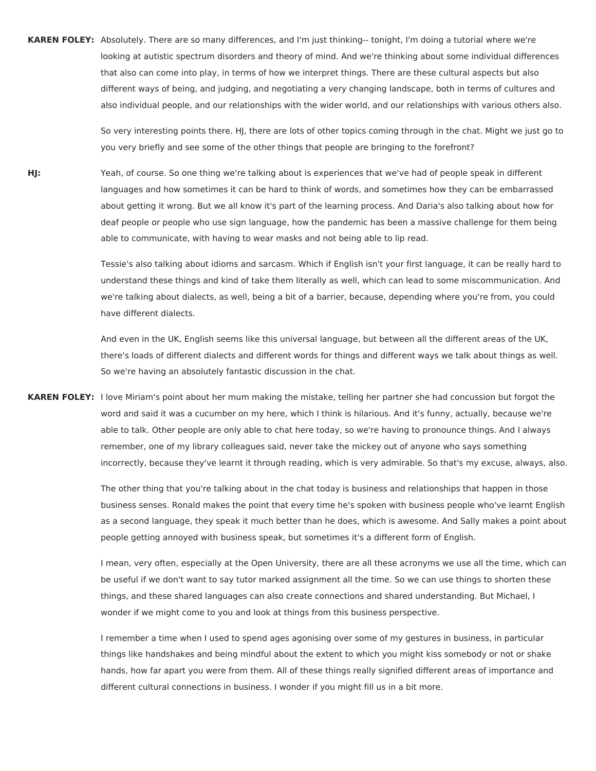**KAREN FOLEY:** Absolutely. There are so many differences, and I'm just thinking-- tonight, I'm doing a tutorial where we're looking at autistic spectrum disorders and theory of mind. And we're thinking about some individual differences that also can come into play, in terms of how we interpret things. There are these cultural aspects but also different ways of being, and judging, and negotiating a very changing landscape, both in terms of cultures and also individual people, and our relationships with the wider world, and our relationships with various others also.

So very interesting points there. HJ, there are lots of other topics coming through in the chat. Might we just go to you very briefly and see some of the other things that people are bringing to the forefront?

**HJ:** Yeah, of course. So one thing we're talking about is experiences that we've had of people speak in different languages and how sometimes it can be hard to think of words, and sometimes how they can be embarrassed about getting it wrong. But we all know it's part of the learning process. And Daria's also talking about how for deaf people or people who use sign language, how the pandemic has been a massive challenge for them being able to communicate, with having to wear masks and not being able to lip read.

Tessie's also talking about idioms and sarcasm. Which if English isn't your first language, it can be really hard to understand these things and kind of take them literally as well, which can lead to some miscommunication. And we're talking about dialects, as well, being a bit of a barrier, because, depending where you're from, you could have different dialects.

And even in the UK, English seems like this universal language, but between all the different areas of the UK, there's loads of different dialects and different words for things and different ways we talk about things as well. So we're having an absolutely fantastic discussion in the chat.

**KAREN FOLEY:** I love Miriam's point about her mum making the mistake, telling her partner she had concussion but forgot the word and said it was a cucumber on my here, which I think is hilarious. And it's funny, actually, because we're able to talk. Other people are only able to chat here today, so we're having to pronounce things. And I always remember, one of my library colleagues said, never take the mickey out of anyone who says something incorrectly, because they've learnt it through reading, which is very admirable. So that's my excuse, always, also.

The other thing that you're talking about in the chat today is business and relationships that happen in those business senses. Ronald makes the point that every time he's spoken with business people who've learnt English as a second language, they speak it much better than he does, which is awesome. And Sally makes a point about people getting annoyed with business speak, but sometimes it's a different form of English.

I mean, very often, especially at the Open University, there are all these acronyms we use all the time, which can be useful if we don't want to say tutor marked assignment all the time. So we can use things to shorten these things, and these shared languages can also create connections and shared understanding. But Michael, I wonder if we might come to you and look at things from this business perspective.

I remember a time when I used to spend ages agonising over some of my gestures in business, in particular things like handshakes and being mindful about the extent to which you might kiss somebody or not or shake hands, how far apart you were from them. All of these things really signified different areas of importance and different cultural connections in business. I wonder if you might fill us in a bit more.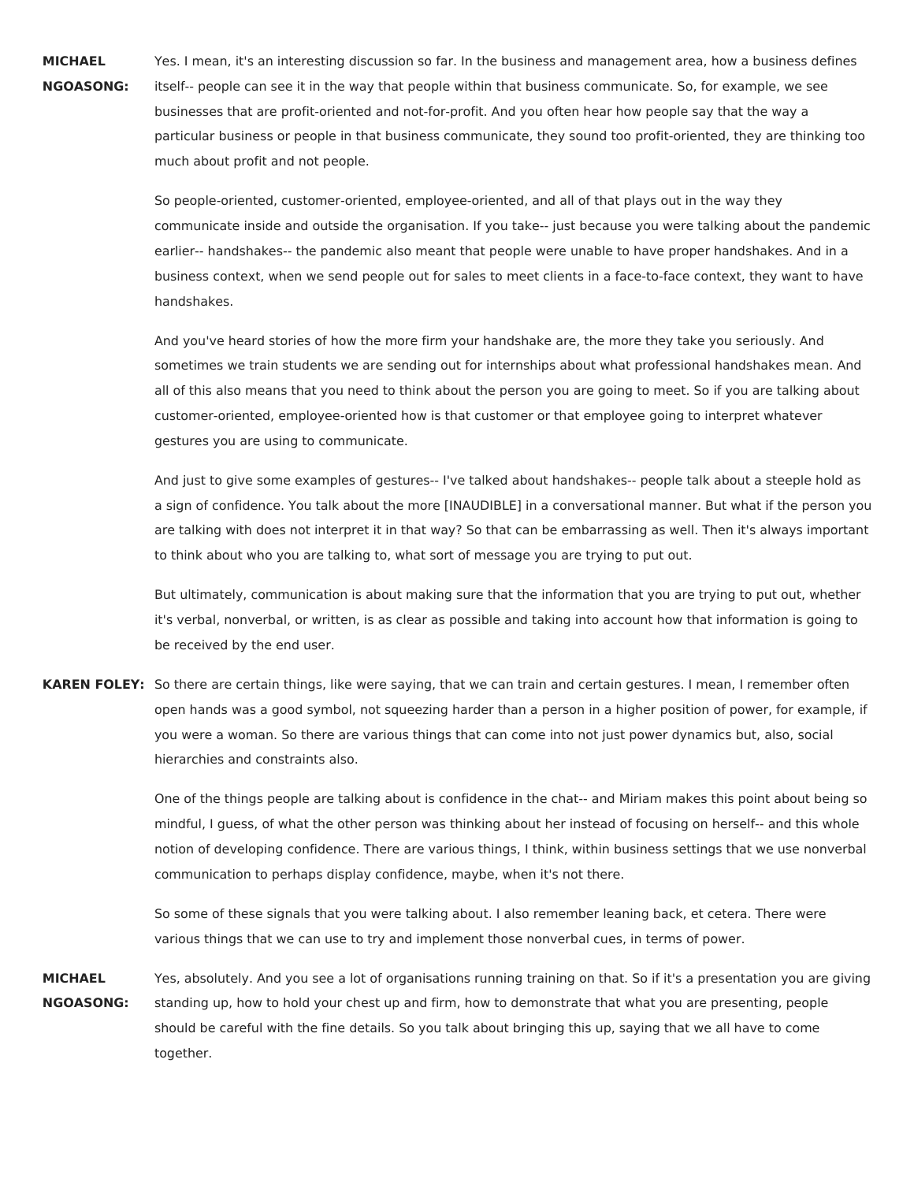**MICHAEL NGOASONG:** Yes. I mean, it's an interesting discussion so far. In the business and management area, how a business defines itself-- people can see it in the way that people within that business communicate. So, for example, we see businesses that are profit-oriented and not-for-profit. And you often hear how people say that the way a particular business or people in that business communicate, they sound too profit-oriented, they are thinking too much about profit and not people.

So people-oriented, customer-oriented, employee-oriented, and all of that plays out in the way they communicate inside and outside the organisation. If you take-- just because you were talking about the pandemic earlier-- handshakes-- the pandemic also meant that people were unable to have proper handshakes. And in a business context, when we send people out for sales to meet clients in a face-to-face context, they want to have handshakes.

And you've heard stories of how the more firm your handshake are, the more they take you seriously. And sometimes we train students we are sending out for internships about what professional handshakes mean. And all of this also means that you need to think about the person you are going to meet. So if you are talking about customer-oriented, employee-oriented how is that customer or that employee going to interpret whatever gestures you are using to communicate.

And just to give some examples of gestures-- I've talked about handshakes-- people talk about a steeple hold as a sign of confidence. You talk about the more [INAUDIBLE] in a conversational manner. But what if the person you are talking with does not interpret it in that way? So that can be embarrassing as well. Then it's always important to think about who you are talking to, what sort of message you are trying to put out.

But ultimately, communication is about making sure that the information that you are trying to put out, whether it's verbal, nonverbal, or written, is as clear as possible and taking into account how that information is going to be received by the end user.

**KAREN FOLEY:** So there are certain things, like were saying, that we can train and certain gestures. I mean, I remember often open hands was a good symbol, not squeezing harder than a person in a higher position of power, for example, if you were a woman. So there are various things that can come into not just power dynamics but, also, social hierarchies and constraints also.

One of the things people are talking about is confidence in the chat-- and Miriam makes this point about being so mindful, I guess, of what the other person was thinking about her instead of focusing on herself-- and this whole notion of developing confidence. There are various things, I think, within business settings that we use nonverbal communication to perhaps display confidence, maybe, when it's not there.

So some of these signals that you were talking about. I also remember leaning back, et cetera. There were various things that we can use to try and implement those nonverbal cues, in terms of power.

**MICHAEL NGOASONG:** Yes, absolutely. And you see a lot of organisations running training on that. So if it's a presentation you are giving standing up, how to hold your chest up and firm, how to demonstrate that what you are presenting, people should be careful with the fine details. So you talk about bringing this up, saying that we all have to come together.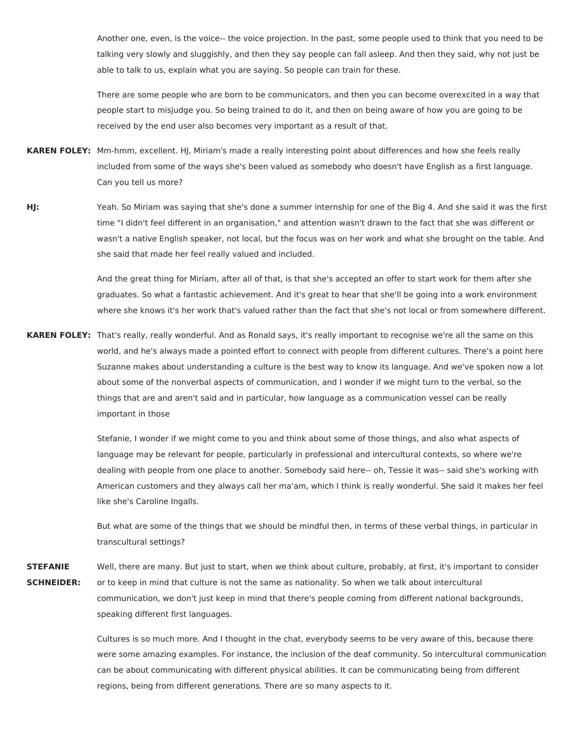Another one, even, is the voice-- the voice projection. In the past, some people used to think that you need to be talking very slowly and sluggishly, and then they say people can fall asleep. And then they said, why not just be able to talk to us, explain what you are saying. So people can train for these.

There are some people who are born to be communicators, and then you can become overexcited in a way that people start to misjudge you. So being trained to do it, and then on being aware of how you are going to be received by the end user also becomes very important as a result of that.

**KAREN FOLEY:** Mm-hmm, excellent. HJ, Miriam's made a really interesting point about differences and how she feels really included from some of the ways she's been valued as somebody who doesn't have English as a first language. Can you tell us more?

**HJ:** Yeah. So Miriam was saying that she's done a summer internship for one of the Big 4. And she said it was the first time "I didn't feel different in an organisation," and attention wasn't drawn to the fact that she was different or wasn't a native English speaker, not local, but the focus was on her work and what she brought on the table. And she said that made her feel really valued and included.

And the great thing for Miriam, after all of that, is that she's accepted an offer to start work for them after she graduates. So what a fantastic achievement. And it's great to hear that she'll be going into a work environment where she knows it's her work that's valued rather than the fact that she's not local or from somewhere different.

**KAREN FOLEY:** That's really, really wonderful. And as Ronald says, it's really important to recognise we're all the same on this world, and he's always made a pointed effort to connect with people from different cultures. There's a point here Suzanne makes about understanding a culture is the best way to know its language. And we've spoken now a lot about some of the nonverbal aspects of communication, and I wonder if we might turn to the verbal, so the things that are and aren't said and in particular, how language as a communication vessel can be really important in those

Stefanie, I wonder if we might come to you and think about some of those things, and also what aspects of language may be relevant for people, particularly in professional and intercultural contexts, so where we're dealing with people from one place to another. Somebody said here-- oh, Tessie it was-- said she's working with American customers and they always call her ma'am, which I think is really wonderful. She said it makes her feel like she's Caroline Ingalls.

But what are some of the things that we should be mindful then, in terms of these verbal things, in particular in transcultural settings?

**STEFANIE SCHNEIDER:** Well, there are many. But just to start, when we think about culture, probably, at first, it's important to consider or to keep in mind that culture is not the same as nationality. So when we talk about intercultural communication, we don't just keep in mind that there's people coming from different national backgrounds, speaking different first languages.

Cultures is so much more. And I thought in the chat, everybody seems to be very aware of this, because there were some amazing examples. For instance, the inclusion of the deaf community. So intercultural communication can be about communicating with different physical abilities. It can be communicating being from different regions, being from different generations. There are so many aspects to it.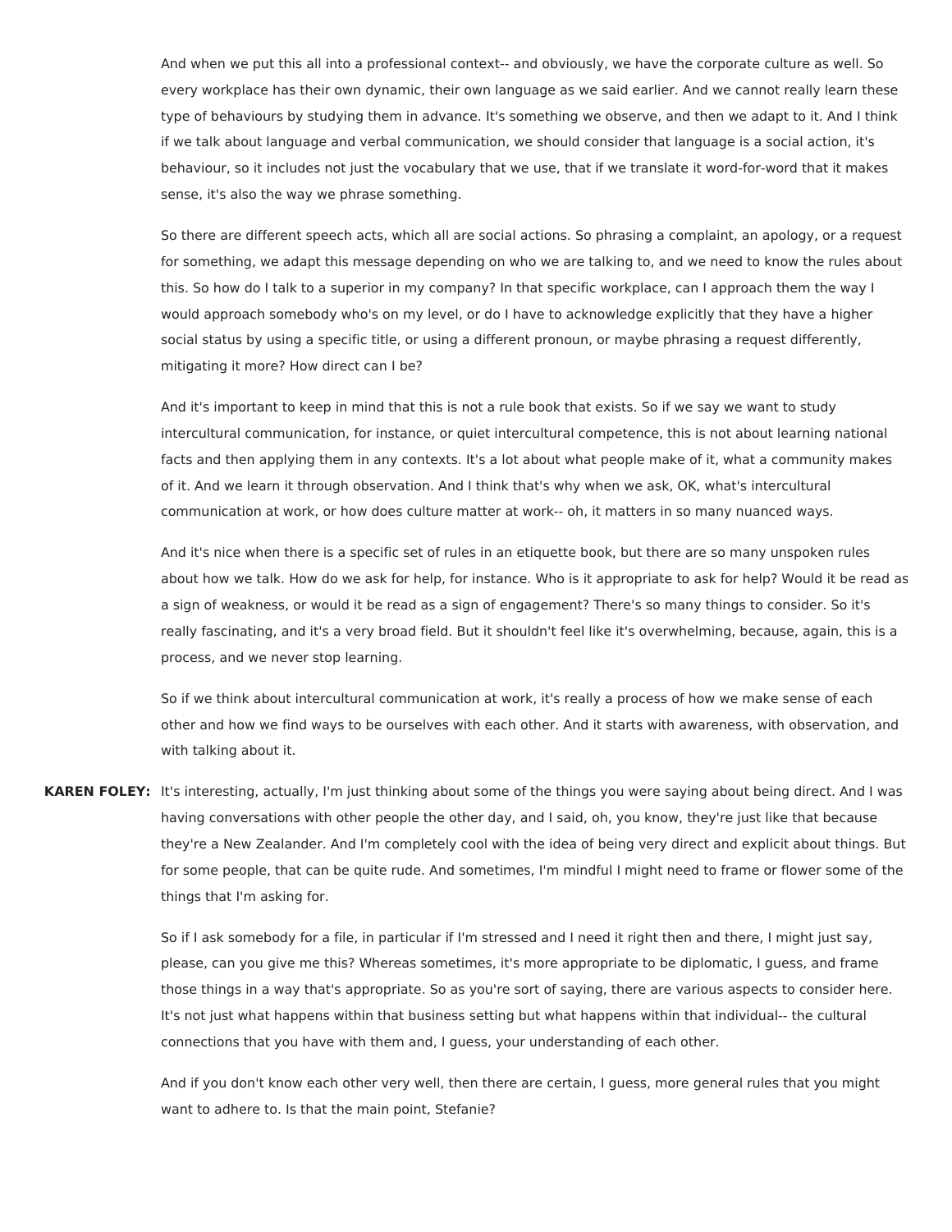And when we put this all into a professional context-- and obviously, we have the corporate culture as well. So every workplace has their own dynamic, their own language as we said earlier. And we cannot really learn these type of behaviours by studying them in advance. It's something we observe, and then we adapt to it. And I think if we talk about language and verbal communication, we should consider that language is a social action, it's behaviour, so it includes not just the vocabulary that we use, that if we translate it word-for-word that it makes sense, it's also the way we phrase something.

So there are different speech acts, which all are social actions. So phrasing a complaint, an apology, or a request for something, we adapt this message depending on who we are talking to, and we need to know the rules about this. So how do I talk to a superior in my company? In that specific workplace, can I approach them the way I would approach somebody who's on my level, or do I have to acknowledge explicitly that they have a higher social status by using a specific title, or using a different pronoun, or maybe phrasing a request differently, mitigating it more? How direct can I be?

And it's important to keep in mind that this is not a rule book that exists. So if we say we want to study intercultural communication, for instance, or quiet intercultural competence, this is not about learning national facts and then applying them in any contexts. It's a lot about what people make of it, what a community makes of it. And we learn it through observation. And I think that's why when we ask, OK, what's intercultural communication at work, or how does culture matter at work-- oh, it matters in so many nuanced ways.

And it's nice when there is a specific set of rules in an etiquette book, but there are so many unspoken rules about how we talk. How do we ask for help, for instance. Who is it appropriate to ask for help? Would it be read as a sign of weakness, or would it be read as a sign of engagement? There's so many things to consider. So it's really fascinating, and it's a very broad field. But it shouldn't feel like it's overwhelming, because, again, this is a process, and we never stop learning.

So if we think about intercultural communication at work, it's really a process of how we make sense of each other and how we find ways to be ourselves with each other. And it starts with awareness, with observation, and with talking about it.

**KAREN FOLEY:** It's interesting, actually, I'm just thinking about some of the things you were saying about being direct. And I was having conversations with other people the other day, and I said, oh, you know, they're just like that because they're a New Zealander. And I'm completely cool with the idea of being very direct and explicit about things. But for some people, that can be quite rude. And sometimes, I'm mindful I might need to frame or flower some of the things that I'm asking for.

So if I ask somebody for a file, in particular if I'm stressed and I need it right then and there, I might just say, please, can you give me this? Whereas sometimes, it's more appropriate to be diplomatic, I guess, and frame those things in a way that's appropriate. So as you're sort of saying, there are various aspects to consider here. It's not just what happens within that business setting but what happens within that individual-- the cultural connections that you have with them and, I guess, your understanding of each other.

And if you don't know each other very well, then there are certain, I guess, more general rules that you might want to adhere to. Is that the main point, Stefanie?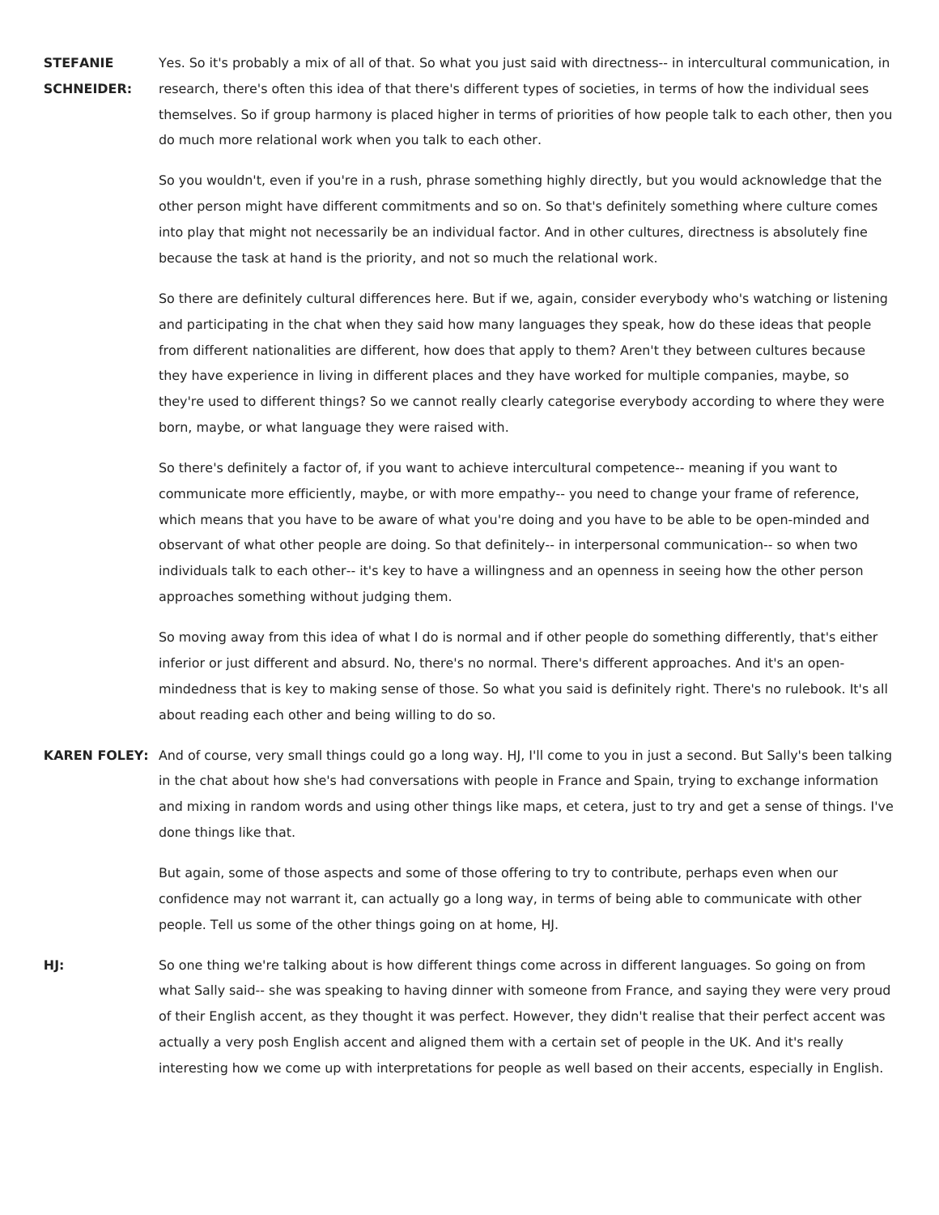**STEFANIE SCHNEIDER:** Yes. So it's probably a mix of all of that. So what you just said with directness-- in intercultural communication, in research, there's often this idea of that there's different types of societies, in terms of how the individual sees themselves. So if group harmony is placed higher in terms of priorities of how people talk to each other, then you do much more relational work when you talk to each other.

So you wouldn't, even if you're in a rush, phrase something highly directly, but you would acknowledge that the other person might have different commitments and so on. So that's definitely something where culture comes into play that might not necessarily be an individual factor. And in other cultures, directness is absolutely fine because the task at hand is the priority, and not so much the relational work.

So there are definitely cultural differences here. But if we, again, consider everybody who's watching or listening and participating in the chat when they said how many languages they speak, how do these ideas that people from different nationalities are different, how does that apply to them? Aren't they between cultures because they have experience in living in different places and they have worked for multiple companies, maybe, so they're used to different things? So we cannot really clearly categorise everybody according to where they were born, maybe, or what language they were raised with.

So there's definitely a factor of, if you want to achieve intercultural competence-- meaning if you want to communicate more efficiently, maybe, or with more empathy-- you need to change your frame of reference, which means that you have to be aware of what you're doing and you have to be able to be open-minded and observant of what other people are doing. So that definitely-- in interpersonal communication-- so when two individuals talk to each other-- it's key to have a willingness and an openness in seeing how the other person approaches something without judging them.

So moving away from this idea of what I do is normal and if other people do something differently, that's either inferior or just different and absurd. No, there's no normal. There's different approaches. And it's an open-mindedness that is key to making sense of those. So what you said is definitely right. There's no rulebook. It's all about reading each other and being willing to do so.

**KAREN FOLEY:** And of course, very small things could go a long way. HJ, I'll come to you in just a second. But Sally's been talking in the chat about how she's had conversations with people in France and Spain, trying to exchange information and mixing in random words and using other things like maps, et cetera, just to try and get a sense of things. I've done things like that.

But again, some of those aspects and some of those offering to try to contribute, perhaps even when our confidence may not warrant it, can actually go a long way, in terms of being able to communicate with other people. Tell us some of the other things going on at home, HJ.

**HJ:** So one thing we're talking about is how different things come across in different languages. So going on from what Sally said-- she was speaking to having dinner with someone from France, and saying they were very proud of their English accent, as they thought it was perfect. However, they didn't realise that their perfect accent was actually a very posh English accent and aligned them with a certain set of people in the UK. And it's really interesting how we come up with interpretations for people as well based on their accents, especially in English.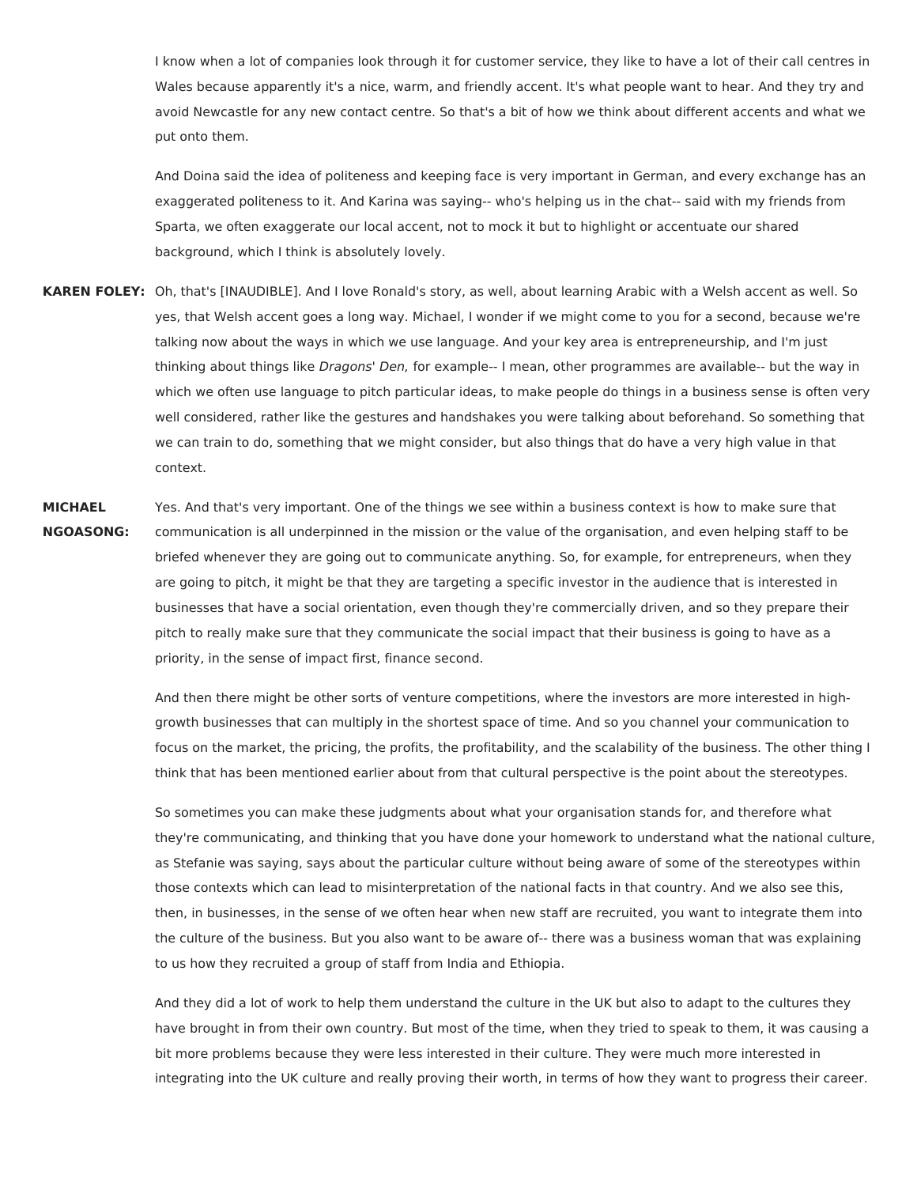I know when a lot of companies look through it for customer service, they like to have a lot of their call centres in Wales because apparently it's a nice, warm, and friendly accent. It's what people want to hear. And they try and avoid Newcastle for any new contact centre. So that's a bit of how we think about different accents and what we put onto them.

And Doina said the idea of politeness and keeping face is very important in German, and every exchange has an exaggerated politeness to it. And Karina was saying-- who's helping us in the chat-- said with my friends from Sparta, we often exaggerate our local accent, not to mock it but to highlight or accentuate our shared background, which I think is absolutely lovely.

**KAREN FOLEY:** Oh, that's [INAUDIBLE]. And I love Ronald's story, as well, about learning Arabic with a Welsh accent as well. So yes, that Welsh accent goes a long way. Michael, I wonder if we might come to you for a second, because we're talking now about the ways in which we use language. And your key area is entrepreneurship, and I'm just thinking about things like *Dragons' Den,* for example-- I mean, other programmes are available-- but the way in which we often use language to pitch particular ideas, to make people do things in a business sense is often very well considered, rather like the gestures and handshakes you were talking about beforehand. So something that we can train to do, something that we might consider, but also things that do have a very high value in that context.

**MICHAEL NGOASONG:** Yes. And that's very important. One of the things we see within a business context is how to make sure that communication is all underpinned in the mission or the value of the organisation, and even helping staff to be briefed whenever they are going out to communicate anything. So, for example, for entrepreneurs, when they are going to pitch, it might be that they are targeting a specific investor in the audience that is interested in businesses that have a social orientation, even though they're commercially driven, and so they prepare their pitch to really make sure that they communicate the social impact that their business is going to have as a priority, in the sense of impact first, finance second.

And then there might be other sorts of venture competitions, where the investors are more interested in high-growth businesses that can multiply in the shortest space of time. And so you channel your communication to focus on the market, the pricing, the profits, the profitability, and the scalability of the business. The other thing I think that has been mentioned earlier about from that cultural perspective is the point about the stereotypes.

So sometimes you can make these judgments about what your organisation stands for, and therefore what they're communicating, and thinking that you have done your homework to understand what the national culture, as Stefanie was saying, says about the particular culture without being aware of some of the stereotypes within those contexts which can lead to misinterpretation of the national facts in that country. And we also see this, then, in businesses, in the sense of we often hear when new staff are recruited, you want to integrate them into the culture of the business. But you also want to be aware of-- there was a business woman that was explaining to us how they recruited a group of staff from India and Ethiopia.

And they did a lot of work to help them understand the culture in the UK but also to adapt to the cultures they have brought in from their own country. But most of the time, when they tried to speak to them, it was causing a bit more problems because they were less interested in their culture. They were much more interested in integrating into the UK culture and really proving their worth, in terms of how they want to progress their career.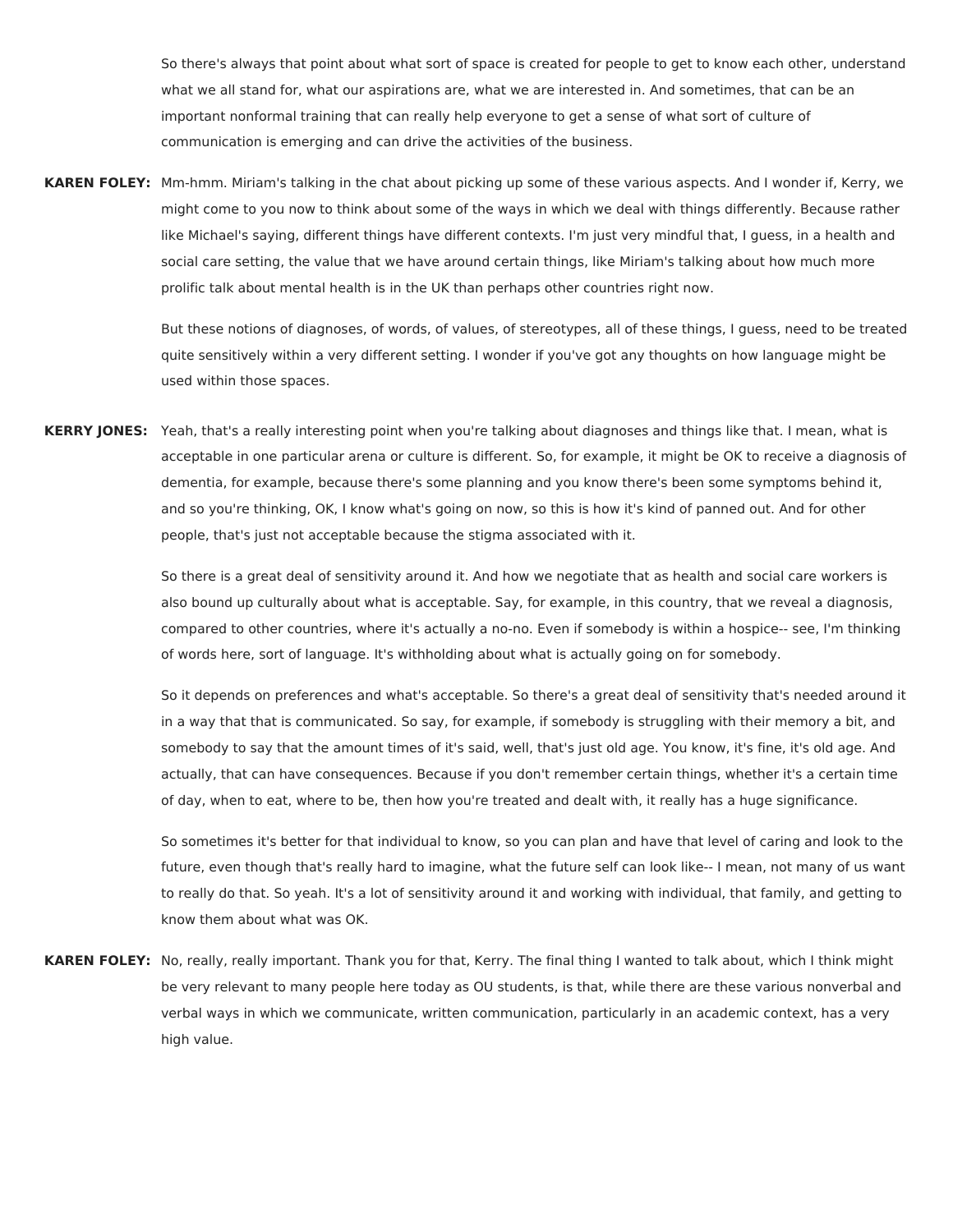So there's always that point about what sort of space is created for people to get to know each other, understand what we all stand for, what our aspirations are, what we are interested in. And sometimes, that can be an important nonformal training that can really help everyone to get a sense of what sort of culture of communication is emerging and can drive the activities of the business.

**KAREN FOLEY:** Mm-hmm. Miriam's talking in the chat about picking up some of these various aspects. And I wonder if, Kerry, we might come to you now to think about some of the ways in which we deal with things differently. Because rather like Michael's saying, different things have different contexts. I'm just very mindful that, I guess, in a health and social care setting, the value that we have around certain things, like Miriam's talking about how much more prolific talk about mental health is in the UK than perhaps other countries right now.

But these notions of diagnoses, of words, of values, of stereotypes, all of these things, I guess, need to be treated quite sensitively within a very different setting. I wonder if you've got any thoughts on how language might be used within those spaces.

**KERRY JONES:** Yeah, that's a really interesting point when you're talking about diagnoses and things like that. I mean, what is acceptable in one particular arena or culture is different. So, for example, it might be OK to receive a diagnosis of dementia, for example, because there's some planning and you know there's been some symptoms behind it, and so you're thinking, OK, I know what's going on now, so this is how it's kind of panned out. And for other people, that's just not acceptable because the stigma associated with it.

So there is a great deal of sensitivity around it. And how we negotiate that as health and social care workers is also bound up culturally about what is acceptable. Say, for example, in this country, that we reveal a diagnosis, compared to other countries, where it's actually a no-no. Even if somebody is within a hospice-- see, I'm thinking of words here, sort of language. It's withholding about what is actually going on for somebody.

So it depends on preferences and what's acceptable. So there's a great deal of sensitivity that's needed around it in a way that that is communicated. So say, for example, if somebody is struggling with their memory a bit, and somebody to say that the amount times of it's said, well, that's just old age. You know, it's fine, it's old age. And actually, that can have consequences. Because if you don't remember certain things, whether it's a certain time of day, when to eat, where to be, then how you're treated and dealt with, it really has a huge significance.

So sometimes it's better for that individual to know, so you can plan and have that level of caring and look to the future, even though that's really hard to imagine, what the future self can look like-- I mean, not many of us want to really do that. So yeah. It's a lot of sensitivity around it and working with individual, that family, and getting to know them about what was OK.

**KAREN FOLEY:** No, really, really important. Thank you for that, Kerry. The final thing I wanted to talk about, which I think might be very relevant to many people here today as OU students, is that, while there are these various nonverbal and verbal ways in which we communicate, written communication, particularly in an academic context, has a very high value.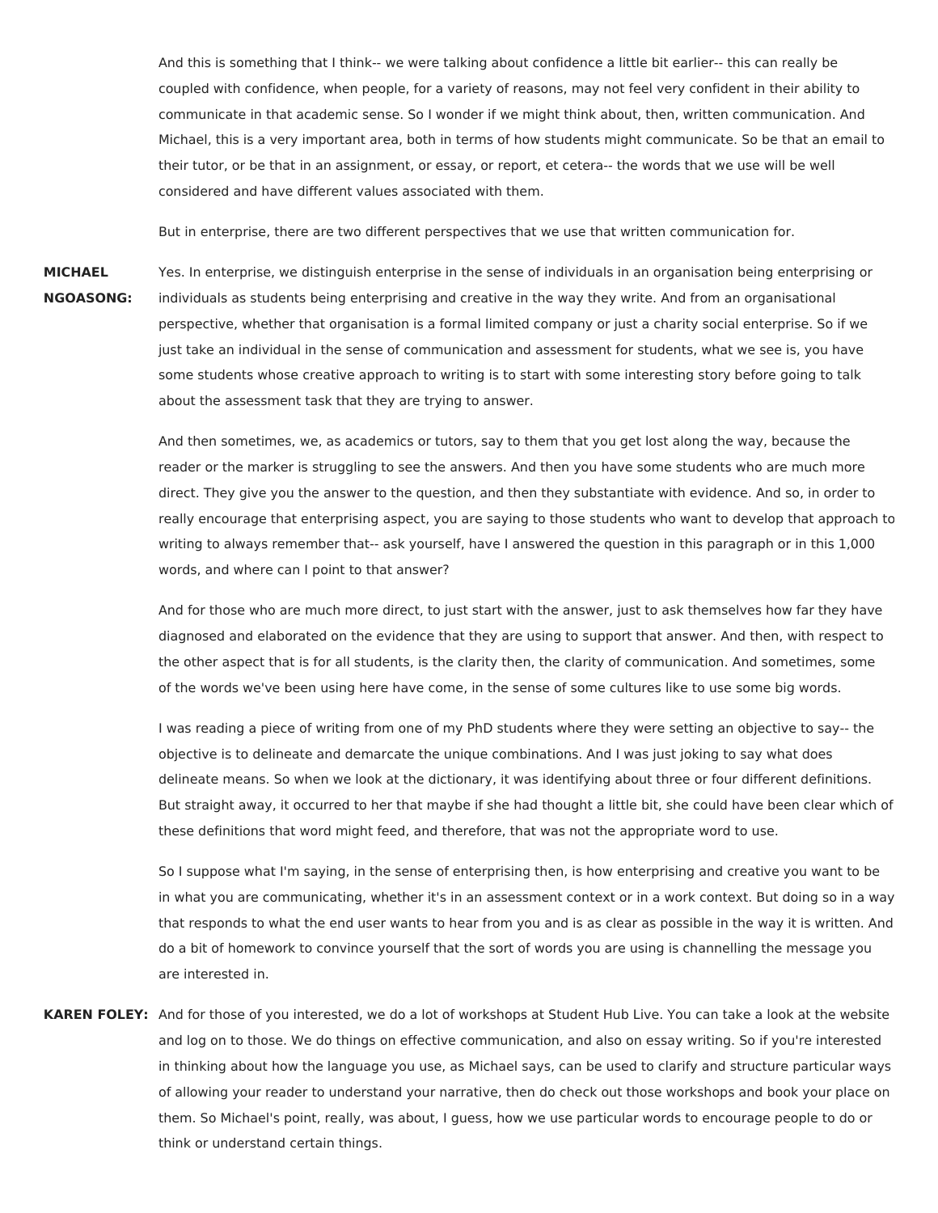And this is something that I think-- we were talking about confidence a little bit earlier-- this can really be coupled with confidence, when people, for a variety of reasons, may not feel very confident in their ability to communicate in that academic sense. So I wonder if we might think about, then, written communication. And Michael, this is a very important area, both in terms of how students might communicate. So be that an email to their tutor, or be that in an assignment, or essay, or report, et cetera-- the words that we use will be well considered and have different values associated with them.

But in enterprise, there are two different perspectives that we use that written communication for.

**MICHAEL NGOASONG:** Yes. In enterprise, we distinguish enterprise in the sense of individuals in an organisation being enterprising or individuals as students being enterprising and creative in the way they write. And from an organisational perspective, whether that organisation is a formal limited company or just a charity social enterprise. So if we just take an individual in the sense of communication and assessment for students, what we see is, you have some students whose creative approach to writing is to start with some interesting story before going to talk about the assessment task that they are trying to answer.

And then sometimes, we, as academics or tutors, say to them that you get lost along the way, because the reader or the marker is struggling to see the answers. And then you have some students who are much more direct. They give you the answer to the question, and then they substantiate with evidence. And so, in order to really encourage that enterprising aspect, you are saying to those students who want to develop that approach to writing to always remember that-- ask yourself, have I answered the question in this paragraph or in this 1,000 words, and where can I point to that answer?

And for those who are much more direct, to just start with the answer, just to ask themselves how far they have diagnosed and elaborated on the evidence that they are using to support that answer. And then, with respect to the other aspect that is for all students, is the clarity then, the clarity of communication. And sometimes, some of the words we've been using here have come, in the sense of some cultures like to use some big words.

I was reading a piece of writing from one of my PhD students where they were setting an objective to say-- the objective is to delineate and demarcate the unique combinations. And I was just joking to say what does delineate means. So when we look at the dictionary, it was identifying about three or four different definitions. But straight away, it occurred to her that maybe if she had thought a little bit, she could have been clear which of these definitions that word might feed, and therefore, that was not the appropriate word to use.

So I suppose what I'm saying, in the sense of enterprising then, is how enterprising and creative you want to be in what you are communicating, whether it's in an assessment context or in a work context. But doing so in a way that responds to what the end user wants to hear from you and is as clear as possible in the way it is written. And do a bit of homework to convince yourself that the sort of words you are using is channelling the message you are interested in.

**KAREN FOLEY:** And for those of you interested, we do a lot of workshops at Student Hub Live. You can take a look at the website and log on to those. We do things on effective communication, and also on essay writing. So if you're interested in thinking about how the language you use, as Michael says, can be used to clarify and structure particular ways of allowing your reader to understand your narrative, then do check out those workshops and book your place on them. So Michael's point, really, was about, I guess, how we use particular words to encourage people to do or think or understand certain things.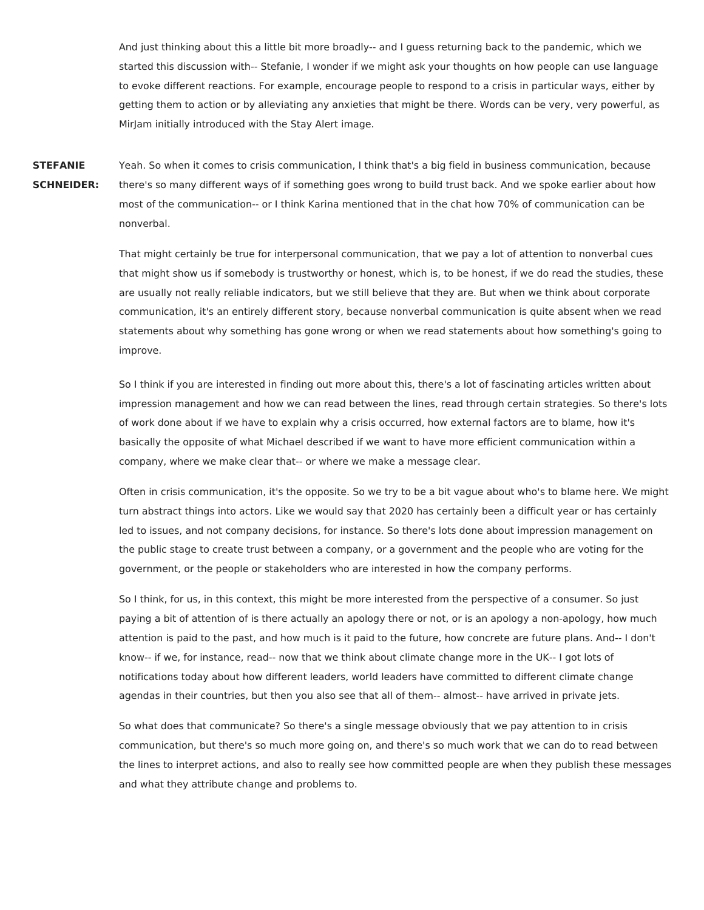And just thinking about this a little bit more broadly-- and I guess returning back to the pandemic, which we started this discussion with-- Stefanie, I wonder if we might ask your thoughts on how people can use language to evoke different reactions. For example, encourage people to respond to a crisis in particular ways, either by getting them to action or by alleviating any anxieties that might be there. Words can be very, very powerful, as MirJam initially introduced with the Stay Alert image.

**STEFANIE SCHNEIDER:** Yeah. So when it comes to crisis communication, I think that's a big field in business communication, because there's so many different ways of if something goes wrong to build trust back. And we spoke earlier about how most of the communication-- or I think Karina mentioned that in the chat how 70% of communication can be nonverbal.

That might certainly be true for interpersonal communication, that we pay a lot of attention to nonverbal cues that might show us if somebody is trustworthy or honest, which is, to be honest, if we do read the studies, these are usually not really reliable indicators, but we still believe that they are. But when we think about corporate communication, it's an entirely different story, because nonverbal communication is quite absent when we read statements about why something has gone wrong or when we read statements about how something's going to improve.

So I think if you are interested in finding out more about this, there's a lot of fascinating articles written about impression management and how we can read between the lines, read through certain strategies. So there's lots of work done about if we have to explain why a crisis occurred, how external factors are to blame, how it's basically the opposite of what Michael described if we want to have more efficient communication within a company, where we make clear that-- or where we make a message clear.

Often in crisis communication, it's the opposite. So we try to be a bit vague about who's to blame here. We might turn abstract things into actors. Like we would say that 2020 has certainly been a difficult year or has certainly led to issues, and not company decisions, for instance. So there's lots done about impression management on the public stage to create trust between a company, or a government and the people who are voting for the government, or the people or stakeholders who are interested in how the company performs.

So I think, for us, in this context, this might be more interested from the perspective of a consumer. So just paying a bit of attention of is there actually an apology there or not, or is an apology a non-apology, how much attention is paid to the past, and how much is it paid to the future, how concrete are future plans. And-- I don't know-- if we, for instance, read-- now that we think about climate change more in the UK-- I got lots of notifications today about how different leaders, world leaders have committed to different climate change agendas in their countries, but then you also see that all of them-- almost-- have arrived in private jets.

So what does that communicate? So there's a single message obviously that we pay attention to in crisis communication, but there's so much more going on, and there's so much work that we can do to read between the lines to interpret actions, and also to really see how committed people are when they publish these messages and what they attribute change and problems to.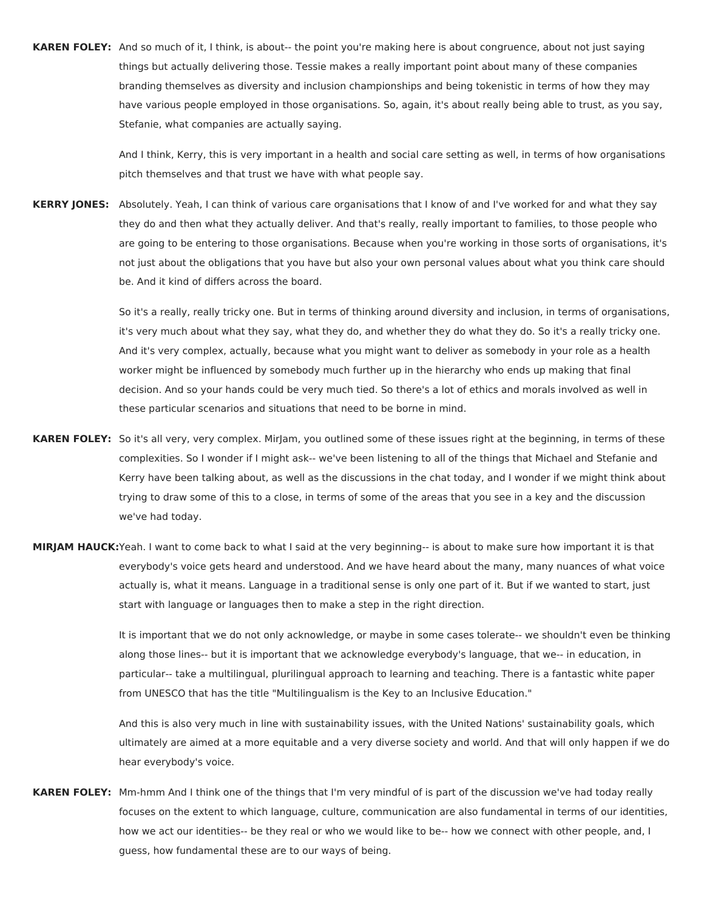**KAREN FOLEY:** And so much of it, I think, is about-- the point you're making here is about congruence, about not just saying things but actually delivering those. Tessie makes a really important point about many of these companies branding themselves as diversity and inclusion championships and being tokenistic in terms of how they may have various people employed in those organisations. So, again, it's about really being able to trust, as you say, Stefanie, what companies are actually saying.

And I think, Kerry, this is very important in a health and social care setting as well, in terms of how organisations pitch themselves and that trust we have with what people say.

**KERRY JONES:** Absolutely. Yeah, I can think of various care organisations that I know of and I've worked for and what they say they do and then what they actually deliver. And that's really, really important to families, to those people who are going to be entering to those organisations. Because when you're working in those sorts of organisations, it's not just about the obligations that you have but also your own personal values about what you think care should be. And it kind of differs across the board.

So it's a really, really tricky one. But in terms of thinking around diversity and inclusion, in terms of organisations, it's very much about what they say, what they do, and whether they do what they do. So it's a really tricky one. And it's very complex, actually, because what you might want to deliver as somebody in your role as a health worker might be influenced by somebody much further up in the hierarchy who ends up making that final decision. And so your hands could be very much tied. So there's a lot of ethics and morals involved as well in these particular scenarios and situations that need to be borne in mind.

**KAREN FOLEY:** So it's all very, very complex. MirJam, you outlined some of these issues right at the beginning, in terms of these complexities. So I wonder if I might ask-- we've been listening to all of the things that Michael and Stefanie and Kerry have been talking about, as well as the discussions in the chat today, and I wonder if we might think about trying to draw some of this to a close, in terms of some of the areas that you see in a key and the discussion we've had today.

**MIRJAM HAUCK:** Yeah. I want to come back to what I said at the very beginning-- is about to make sure how important it is that everybody's voice gets heard and understood. And we have heard about the many, many nuances of what voice actually is, what it means. Language in a traditional sense is only one part of it. But if we wanted to start, just start with language or languages then to make a step in the right direction.

It is important that we do not only acknowledge, or maybe in some cases tolerate-- we shouldn't even be thinking along those lines-- but it is important that we acknowledge everybody's language, that we-- in education, in particular-- take a multilingual, plurilingual approach to learning and teaching. There is a fantastic white paper from UNESCO that has the title "Multilingualism is the Key to an Inclusive Education."

And this is also very much in line with sustainability issues, with the United Nations' sustainability goals, which ultimately are aimed at a more equitable and a very diverse society and world. And that will only happen if we do hear everybody's voice.

**KAREN FOLEY:** Mm-hmm And I think one of the things that I'm very mindful of is part of the discussion we've had today really focuses on the extent to which language, culture, communication are also fundamental in terms of our identities, how we act our identities-- be they real or who we would like to be-- how we connect with other people, and, I guess, how fundamental these are to our ways of being.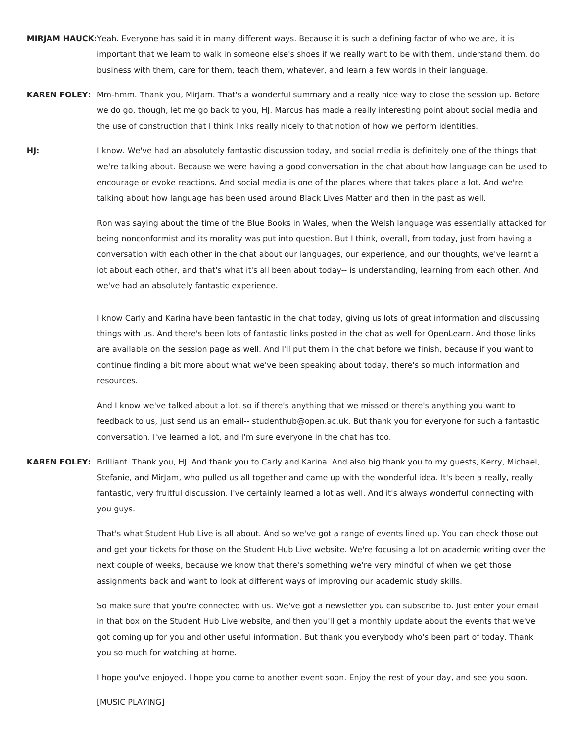**MIRJAM HAUCK:** Yeah. Everyone has said it in many different ways. Because it is such a defining factor of who we are, it is important that we learn to walk in someone else's shoes if we really want to be with them, understand them, do business with them, care for them, teach them, whatever, and learn a few words in their language.

**KAREN FOLEY:** Mm-hmm. Thank you, MirJam. That's a wonderful summary and a really nice way to close the session up. Before we do go, though, let me go back to you, HJ. Marcus has made a really interesting point about social media and the use of construction that I think links really nicely to that notion of how we perform identities.

**HJ:** I know. We've had an absolutely fantastic discussion today, and social media is definitely one of the things that we're talking about. Because we were having a good conversation in the chat about how language can be used to encourage or evoke reactions. And social media is one of the places where that takes place a lot. And we're talking about how language has been used around Black Lives Matter and then in the past as well.

Ron was saying about the time of the Blue Books in Wales, when the Welsh language was essentially attacked for being nonconformist and its morality was put into question. But I think, overall, from today, just from having a conversation with each other in the chat about our languages, our experience, and our thoughts, we've learnt a lot about each other, and that's what it's all been about today-- is understanding, learning from each other. And we've had an absolutely fantastic experience.

I know Carly and Karina have been fantastic in the chat today, giving us lots of great information and discussing things with us. And there's been lots of fantastic links posted in the chat as well for OpenLearn. And those links are available on the session page as well. And I'll put them in the chat before we finish, because if you want to continue finding a bit more about what we've been speaking about today, there's so much information and resources.

And I know we've talked about a lot, so if there's anything that we missed or there's anything you want to feedback to us, just send us an email-- studenthub@open.ac.uk. But thank you for everyone for such a fantastic conversation. I've learned a lot, and I'm sure everyone in the chat has too.

**KAREN FOLEY:** Brilliant. Thank you, HJ. And thank you to Carly and Karina. And also big thank you to my guests, Kerry, Michael, Stefanie, and MirJam, who pulled us all together and came up with the wonderful idea. It's been a really, really fantastic, very fruitful discussion. I've certainly learned a lot as well. And it's always wonderful connecting with you guys.

That's what Student Hub Live is all about. And so we've got a range of events lined up. You can check those out and get your tickets for those on the Student Hub Live website. We're focusing a lot on academic writing over the next couple of weeks, because we know that there's something we're very mindful of when we get those assignments back and want to look at different ways of improving our academic study skills.

So make sure that you're connected with us. We've got a newsletter you can subscribe to. Just enter your email in that box on the Student Hub Live website, and then you'll get a monthly update about the events that we've got coming up for you and other useful information. But thank you everybody who's been part of today. Thank you so much for watching at home.

I hope you've enjoyed. I hope you come to another event soon. Enjoy the rest of your day, and see you soon.

[MUSIC PLAYING]